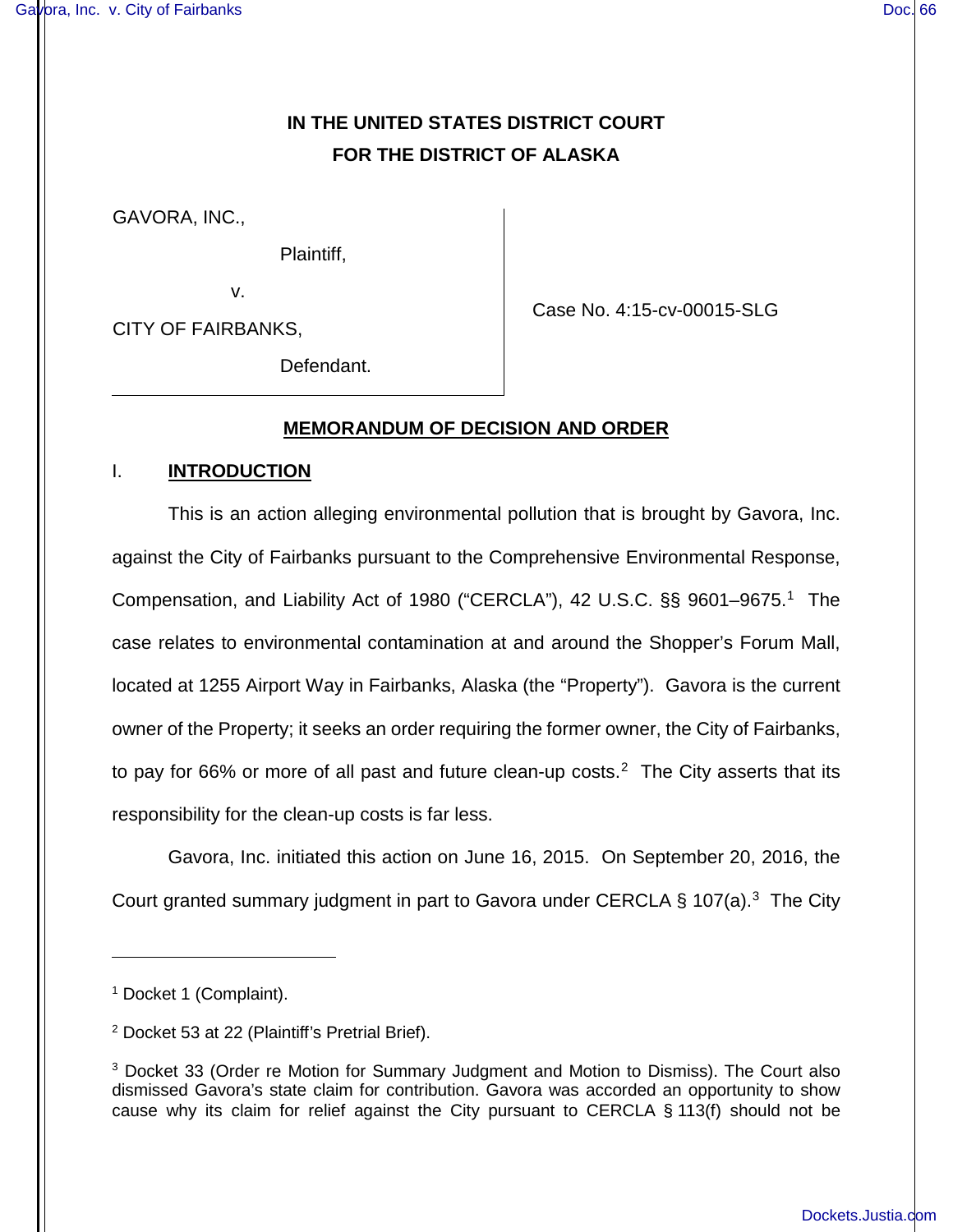**IN THE UNITED STATES DISTRICT COURT**
**FOR THE DISTRICT OF ALASKA**

GAVORA, INC.,

Plaintiff,

v.

CITY OF FAIRBANKS,

Defendant.

Case No. 4:15-cv-00015-SLG

**MEMORANDUM OF DECISION AND ORDER**

## I. INTRODUCTION

This is an action alleging environmental pollution that is brought by Gavora, Inc. against the City of Fairbanks pursuant to the Comprehensive Environmental Response, Compensation, and Liability Act of 1980 ("CERCLA"), 42 U.S.C. §§ 9601–9675.[1] The case relates to environmental contamination at and around the Shopper's Forum Mall, located at 1255 Airport Way in Fairbanks, Alaska (the "Property"). Gavora is the current owner of the Property; it seeks an order requiring the former owner, the City of Fairbanks, to pay for 66% or more of all past and future clean-up costs.[2] The City asserts that its responsibility for the clean-up costs is far less.

Gavora, Inc. initiated this action on June 16, 2015. On September 20, 2016, the Court granted summary judgment in part to Gavora under CERCLA § 107(a).[3] The City

---

[1] Docket 1 (Complaint).

[2] Docket 53 at 22 (Plaintiff's Pretrial Brief).

[3] Docket 33 (Order re Motion for Summary Judgment and Motion to Dismiss). The Court also dismissed Gavora's state claim for contribution. Gavora was accorded an opportunity to show cause why its claim for relief against the City pursuant to CERCLA § 113(f) should not be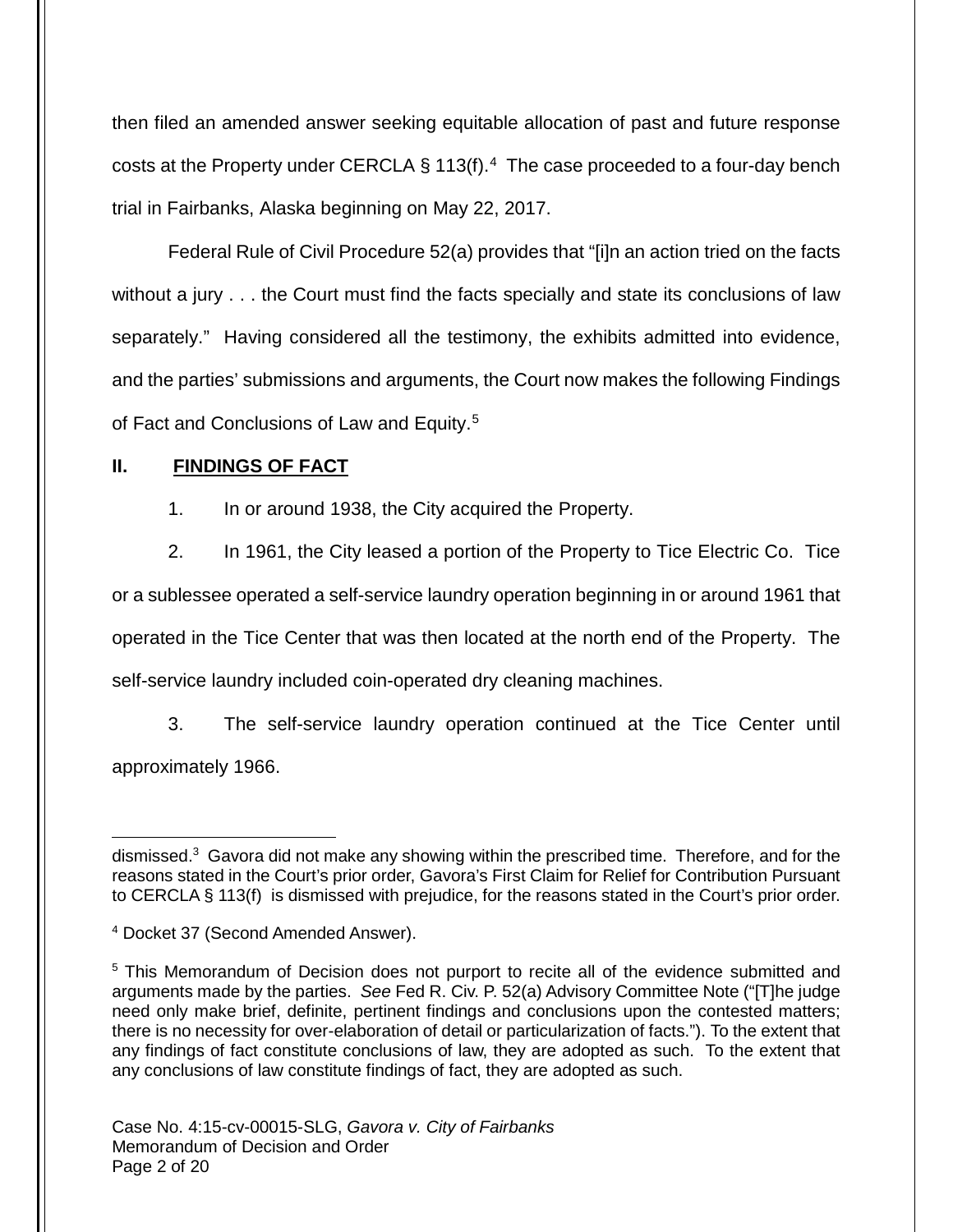then filed an amended answer seeking equitable allocation of past and future response costs at the Property under CERCLA § 113(f).[4] The case proceeded to a four-day bench trial in Fairbanks, Alaska beginning on May 22, 2017.

Federal Rule of Civil Procedure 52(a) provides that "[i]n an action tried on the facts without a jury . . . the Court must find the facts specially and state its conclusions of law separately." Having considered all the testimony, the exhibits admitted into evidence, and the parties' submissions and arguments, the Court now makes the following Findings of Fact and Conclusions of Law and Equity.[5]

## II. FINDINGS OF FACT

1. In or around 1938, the City acquired the Property.

2. In 1961, the City leased a portion of the Property to Tice Electric Co. Tice or a sublessee operated a self-service laundry operation beginning in or around 1961 that operated in the Tice Center that was then located at the north end of the Property. The self-service laundry included coin-operated dry cleaning machines.

3. The self-service laundry operation continued at the Tice Center until approximately 1966.

---

dismissed.[3] Gavora did not make any showing within the prescribed time. Therefore, and for the reasons stated in the Court's prior order, Gavora's First Claim for Relief for Contribution Pursuant to CERCLA § 113(f) is dismissed with prejudice, for the reasons stated in the Court's prior order.

[4] Docket 37 (Second Amended Answer).

[5] This Memorandum of Decision does not purport to recite all of the evidence submitted and arguments made by the parties. *See* Fed R. Civ. P. 52(a) Advisory Committee Note ("[T]he judge need only make brief, definite, pertinent findings and conclusions upon the contested matters; there is no necessity for over-elaboration of detail or particularization of facts."). To the extent that any findings of fact constitute conclusions of law, they are adopted as such. To the extent that any conclusions of law constitute findings of fact, they are adopted as such.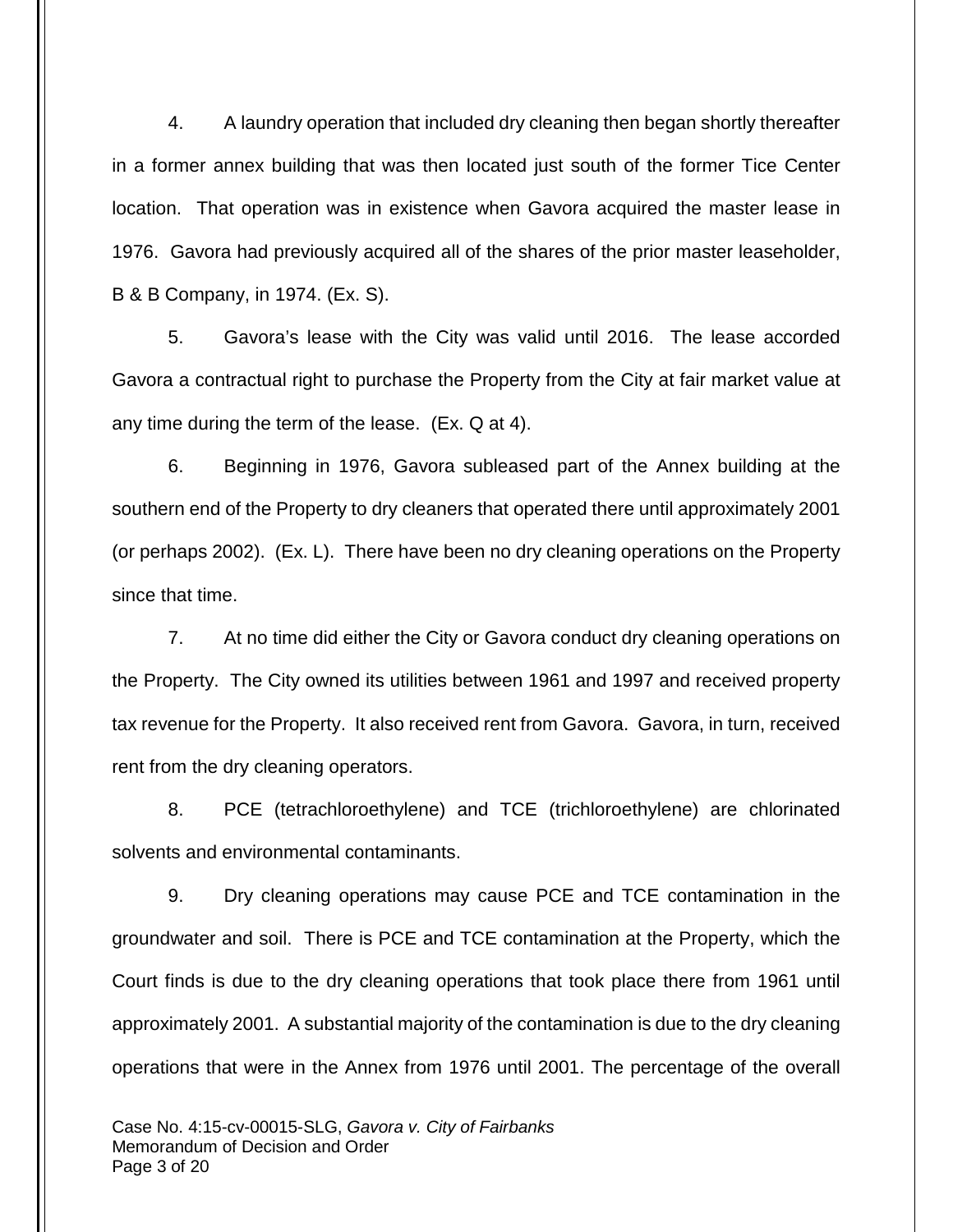4. A laundry operation that included dry cleaning then began shortly thereafter in a former annex building that was then located just south of the former Tice Center location. That operation was in existence when Gavora acquired the master lease in 1976. Gavora had previously acquired all of the shares of the prior master leaseholder, B & B Company, in 1974. (Ex. S).

5. Gavora's lease with the City was valid until 2016. The lease accorded Gavora a contractual right to purchase the Property from the City at fair market value at any time during the term of the lease. (Ex. Q at 4).

6. Beginning in 1976, Gavora subleased part of the Annex building at the southern end of the Property to dry cleaners that operated there until approximately 2001 (or perhaps 2002). (Ex. L). There have been no dry cleaning operations on the Property since that time.

7. At no time did either the City or Gavora conduct dry cleaning operations on the Property. The City owned its utilities between 1961 and 1997 and received property tax revenue for the Property. It also received rent from Gavora. Gavora, in turn, received rent from the dry cleaning operators.

8. PCE (tetrachloroethylene) and TCE (trichloroethylene) are chlorinated solvents and environmental contaminants.

9. Dry cleaning operations may cause PCE and TCE contamination in the groundwater and soil. There is PCE and TCE contamination at the Property, which the Court finds is due to the dry cleaning operations that took place there from 1961 until approximately 2001. A substantial majority of the contamination is due to the dry cleaning operations that were in the Annex from 1976 until 2001. The percentage of the overall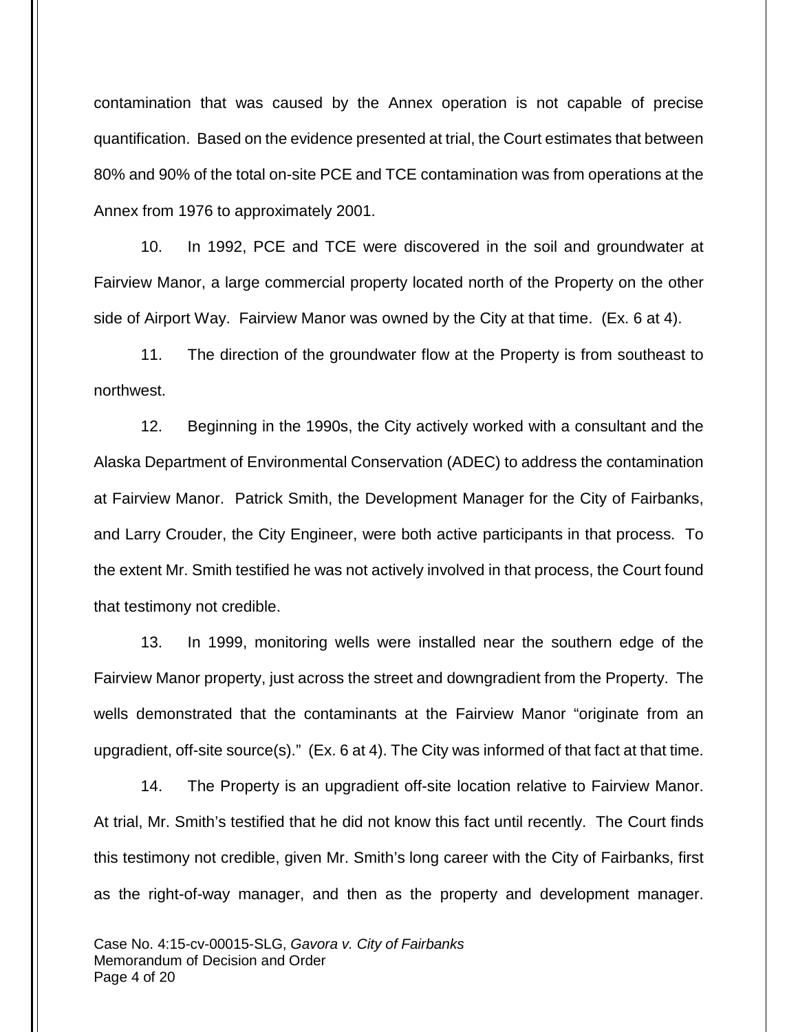contamination that was caused by the Annex operation is not capable of precise quantification. Based on the evidence presented at trial, the Court estimates that between 80% and 90% of the total on-site PCE and TCE contamination was from operations at the Annex from 1976 to approximately 2001.

10. In 1992, PCE and TCE were discovered in the soil and groundwater at Fairview Manor, a large commercial property located north of the Property on the other side of Airport Way. Fairview Manor was owned by the City at that time. (Ex. 6 at 4).

11. The direction of the groundwater flow at the Property is from southeast to northwest.

12. Beginning in the 1990s, the City actively worked with a consultant and the Alaska Department of Environmental Conservation (ADEC) to address the contamination at Fairview Manor. Patrick Smith, the Development Manager for the City of Fairbanks, and Larry Crouder, the City Engineer, were both active participants in that process. To the extent Mr. Smith testified he was not actively involved in that process, the Court found that testimony not credible.

13. In 1999, monitoring wells were installed near the southern edge of the Fairview Manor property, just across the street and downgradient from the Property. The wells demonstrated that the contaminants at the Fairview Manor "originate from an upgradient, off-site source(s)." (Ex. 6 at 4). The City was informed of that fact at that time.

14. The Property is an upgradient off-site location relative to Fairview Manor. At trial, Mr. Smith's testified that he did not know this fact until recently. The Court finds this testimony not credible, given Mr. Smith's long career with the City of Fairbanks, first as the right-of-way manager, and then as the property and development manager.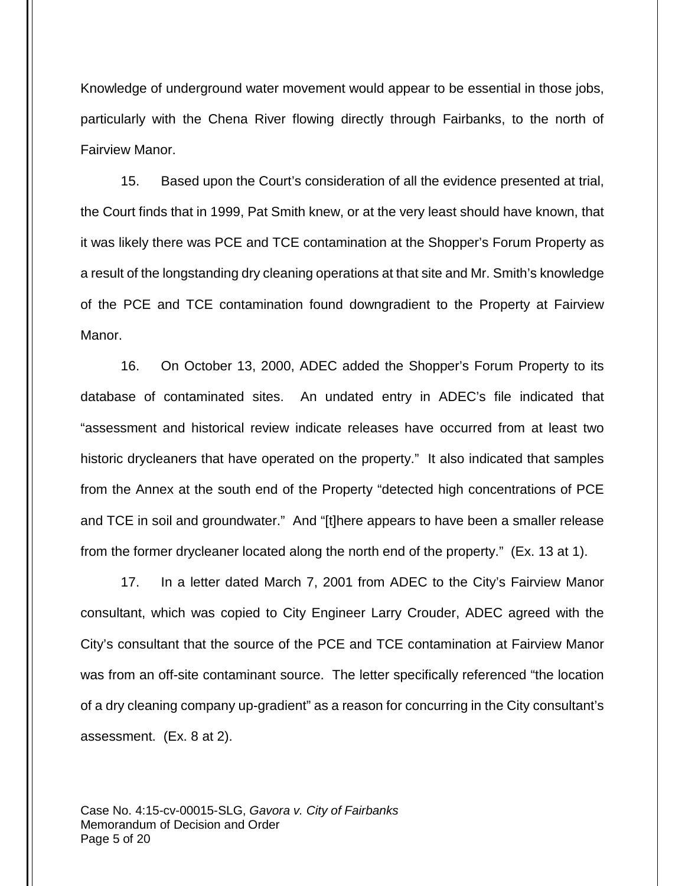Knowledge of underground water movement would appear to be essential in those jobs, particularly with the Chena River flowing directly through Fairbanks, to the north of Fairview Manor.

15. Based upon the Court's consideration of all the evidence presented at trial, the Court finds that in 1999, Pat Smith knew, or at the very least should have known, that it was likely there was PCE and TCE contamination at the Shopper's Forum Property as a result of the longstanding dry cleaning operations at that site and Mr. Smith's knowledge of the PCE and TCE contamination found downgradient to the Property at Fairview Manor.

16. On October 13, 2000, ADEC added the Shopper's Forum Property to its database of contaminated sites. An undated entry in ADEC's file indicated that "assessment and historical review indicate releases have occurred from at least two historic drycleaners that have operated on the property." It also indicated that samples from the Annex at the south end of the Property "detected high concentrations of PCE and TCE in soil and groundwater." And "[t]here appears to have been a smaller release from the former drycleaner located along the north end of the property." (Ex. 13 at 1).

17. In a letter dated March 7, 2001 from ADEC to the City's Fairview Manor consultant, which was copied to City Engineer Larry Crouder, ADEC agreed with the City's consultant that the source of the PCE and TCE contamination at Fairview Manor was from an off-site contaminant source. The letter specifically referenced "the location of a dry cleaning company up-gradient" as a reason for concurring in the City consultant's assessment. (Ex. 8 at 2).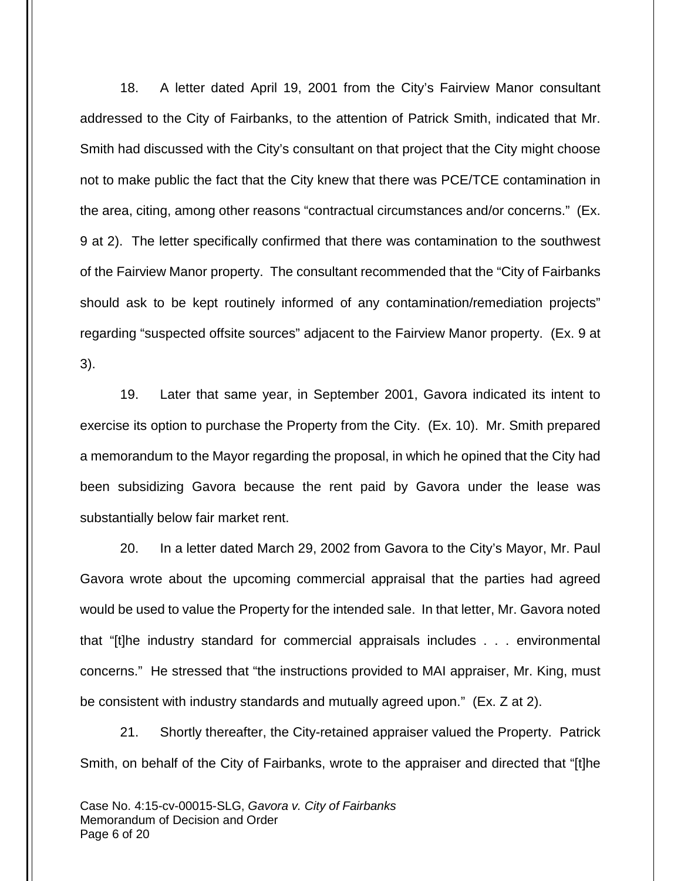18. A letter dated April 19, 2001 from the City's Fairview Manor consultant addressed to the City of Fairbanks, to the attention of Patrick Smith, indicated that Mr. Smith had discussed with the City's consultant on that project that the City might choose not to make public the fact that the City knew that there was PCE/TCE contamination in the area, citing, among other reasons "contractual circumstances and/or concerns." (Ex. 9 at 2). The letter specifically confirmed that there was contamination to the southwest of the Fairview Manor property. The consultant recommended that the "City of Fairbanks should ask to be kept routinely informed of any contamination/remediation projects" regarding "suspected offsite sources" adjacent to the Fairview Manor property. (Ex. 9 at 3).

19. Later that same year, in September 2001, Gavora indicated its intent to exercise its option to purchase the Property from the City. (Ex. 10). Mr. Smith prepared a memorandum to the Mayor regarding the proposal, in which he opined that the City had been subsidizing Gavora because the rent paid by Gavora under the lease was substantially below fair market rent.

20. In a letter dated March 29, 2002 from Gavora to the City's Mayor, Mr. Paul Gavora wrote about the upcoming commercial appraisal that the parties had agreed would be used to value the Property for the intended sale. In that letter, Mr. Gavora noted that "[t]he industry standard for commercial appraisals includes . . . environmental concerns." He stressed that "the instructions provided to MAI appraiser, Mr. King, must be consistent with industry standards and mutually agreed upon." (Ex. Z at 2).

21. Shortly thereafter, the City-retained appraiser valued the Property. Patrick Smith, on behalf of the City of Fairbanks, wrote to the appraiser and directed that "[t]he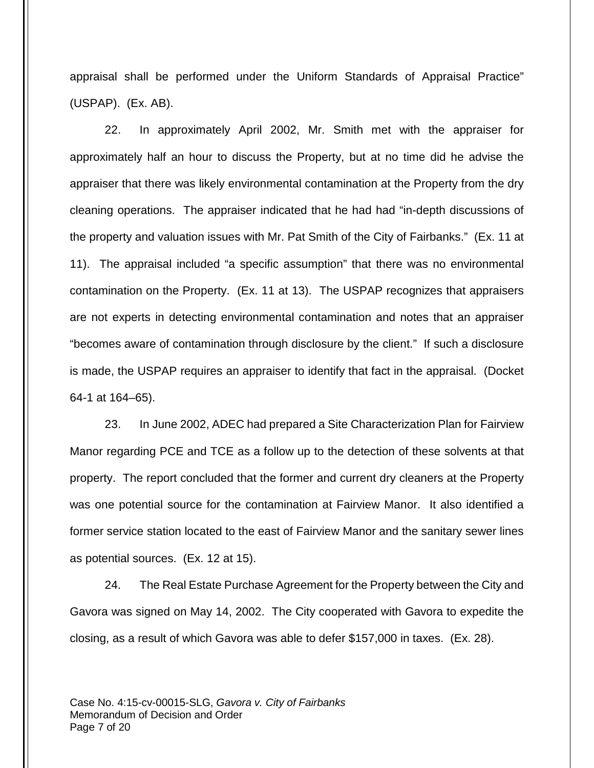appraisal shall be performed under the Uniform Standards of Appraisal Practice" (USPAP). (Ex. AB).

22. In approximately April 2002, Mr. Smith met with the appraiser for approximately half an hour to discuss the Property, but at no time did he advise the appraiser that there was likely environmental contamination at the Property from the dry cleaning operations. The appraiser indicated that he had had "in-depth discussions of the property and valuation issues with Mr. Pat Smith of the City of Fairbanks." (Ex. 11 at 11). The appraisal included "a specific assumption" that there was no environmental contamination on the Property. (Ex. 11 at 13). The USPAP recognizes that appraisers are not experts in detecting environmental contamination and notes that an appraiser "becomes aware of contamination through disclosure by the client." If such a disclosure is made, the USPAP requires an appraiser to identify that fact in the appraisal. (Docket 64-1 at 164–65).

23. In June 2002, ADEC had prepared a Site Characterization Plan for Fairview Manor regarding PCE and TCE as a follow up to the detection of these solvents at that property. The report concluded that the former and current dry cleaners at the Property was one potential source for the contamination at Fairview Manor. It also identified a former service station located to the east of Fairview Manor and the sanitary sewer lines as potential sources. (Ex. 12 at 15).

24. The Real Estate Purchase Agreement for the Property between the City and Gavora was signed on May 14, 2002. The City cooperated with Gavora to expedite the closing, as a result of which Gavora was able to defer $157,000 in taxes. (Ex. 28).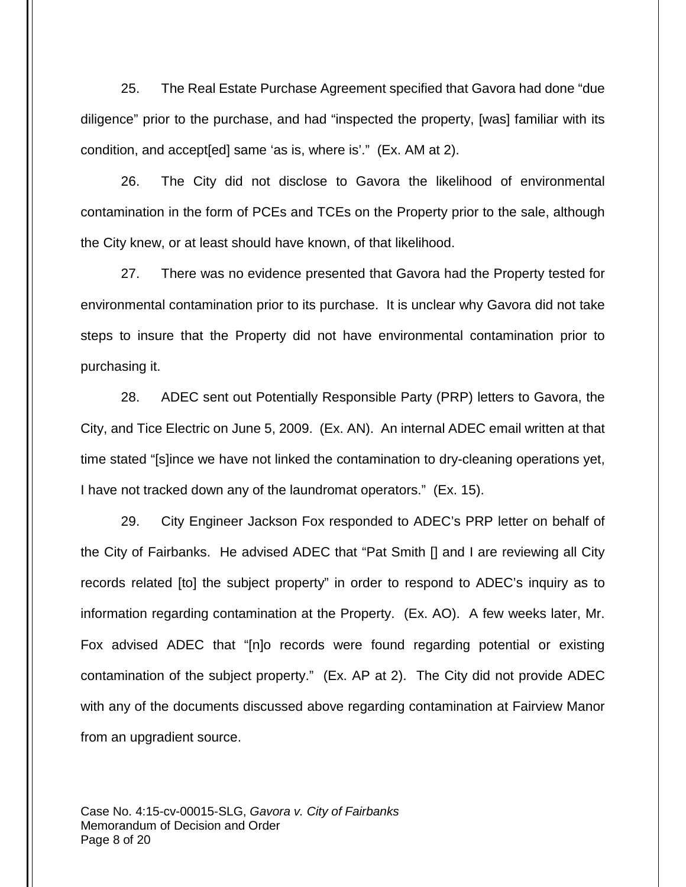25. The Real Estate Purchase Agreement specified that Gavora had done "due diligence" prior to the purchase, and had "inspected the property, [was] familiar with its condition, and accept[ed] same 'as is, where is'." (Ex. AM at 2).

26. The City did not disclose to Gavora the likelihood of environmental contamination in the form of PCEs and TCEs on the Property prior to the sale, although the City knew, or at least should have known, of that likelihood.

27. There was no evidence presented that Gavora had the Property tested for environmental contamination prior to its purchase. It is unclear why Gavora did not take steps to insure that the Property did not have environmental contamination prior to purchasing it.

28. ADEC sent out Potentially Responsible Party (PRP) letters to Gavora, the City, and Tice Electric on June 5, 2009. (Ex. AN). An internal ADEC email written at that time stated "[s]ince we have not linked the contamination to dry-cleaning operations yet, I have not tracked down any of the laundromat operators." (Ex. 15).

29. City Engineer Jackson Fox responded to ADEC's PRP letter on behalf of the City of Fairbanks. He advised ADEC that "Pat Smith [] and I are reviewing all City records related [to] the subject property" in order to respond to ADEC's inquiry as to information regarding contamination at the Property. (Ex. AO). A few weeks later, Mr. Fox advised ADEC that "[n]o records were found regarding potential or existing contamination of the subject property." (Ex. AP at 2). The City did not provide ADEC with any of the documents discussed above regarding contamination at Fairview Manor from an upgradient source.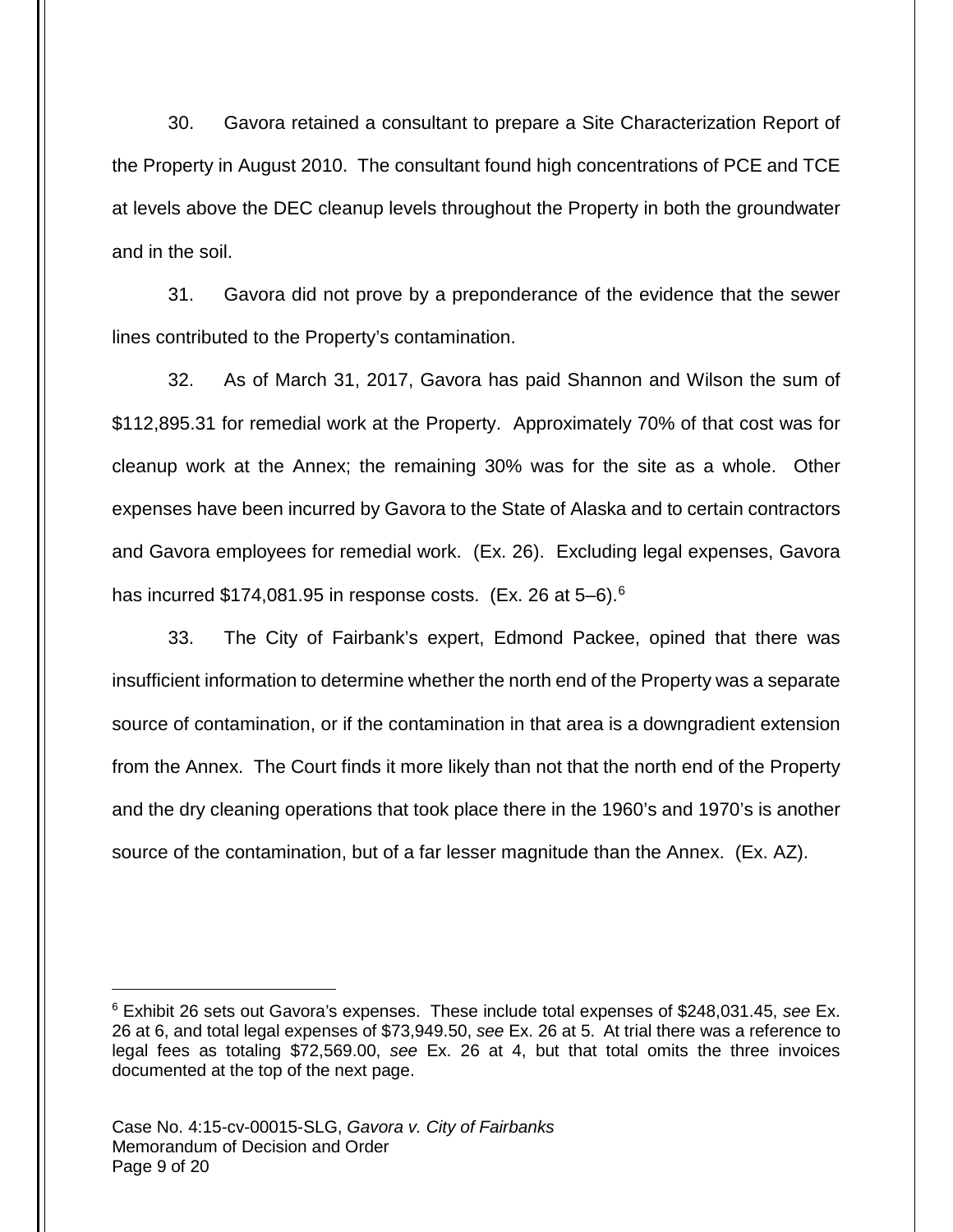30. Gavora retained a consultant to prepare a Site Characterization Report of the Property in August 2010. The consultant found high concentrations of PCE and TCE at levels above the DEC cleanup levels throughout the Property in both the groundwater and in the soil.

31. Gavora did not prove by a preponderance of the evidence that the sewer lines contributed to the Property's contamination.

32. As of March 31, 2017, Gavora has paid Shannon and Wilson the sum of $112,895.31 for remedial work at the Property. Approximately 70% of that cost was for cleanup work at the Annex; the remaining 30% was for the site as a whole. Other expenses have been incurred by Gavora to the State of Alaska and to certain contractors and Gavora employees for remedial work. (Ex. 26). Excluding legal expenses, Gavora has incurred $174,081.95 in response costs. (Ex. 26 at 5–6).[6]

33. The City of Fairbank's expert, Edmond Packee, opined that there was insufficient information to determine whether the north end of the Property was a separate source of contamination, or if the contamination in that area is a downgradient extension from the Annex. The Court finds it more likely than not that the north end of the Property and the dry cleaning operations that took place there in the 1960's and 1970's is another source of the contamination, but of a far lesser magnitude than the Annex. (Ex. AZ).

---

[6] Exhibit 26 sets out Gavora's expenses. These include total expenses of $248,031.45, *see* Ex. 26 at 6, and total legal expenses of $73,949.50, *see* Ex. 26 at 5. At trial there was a reference to legal fees as totaling $72,569.00, *see* Ex. 26 at 4, but that total omits the three invoices documented at the top of the next page.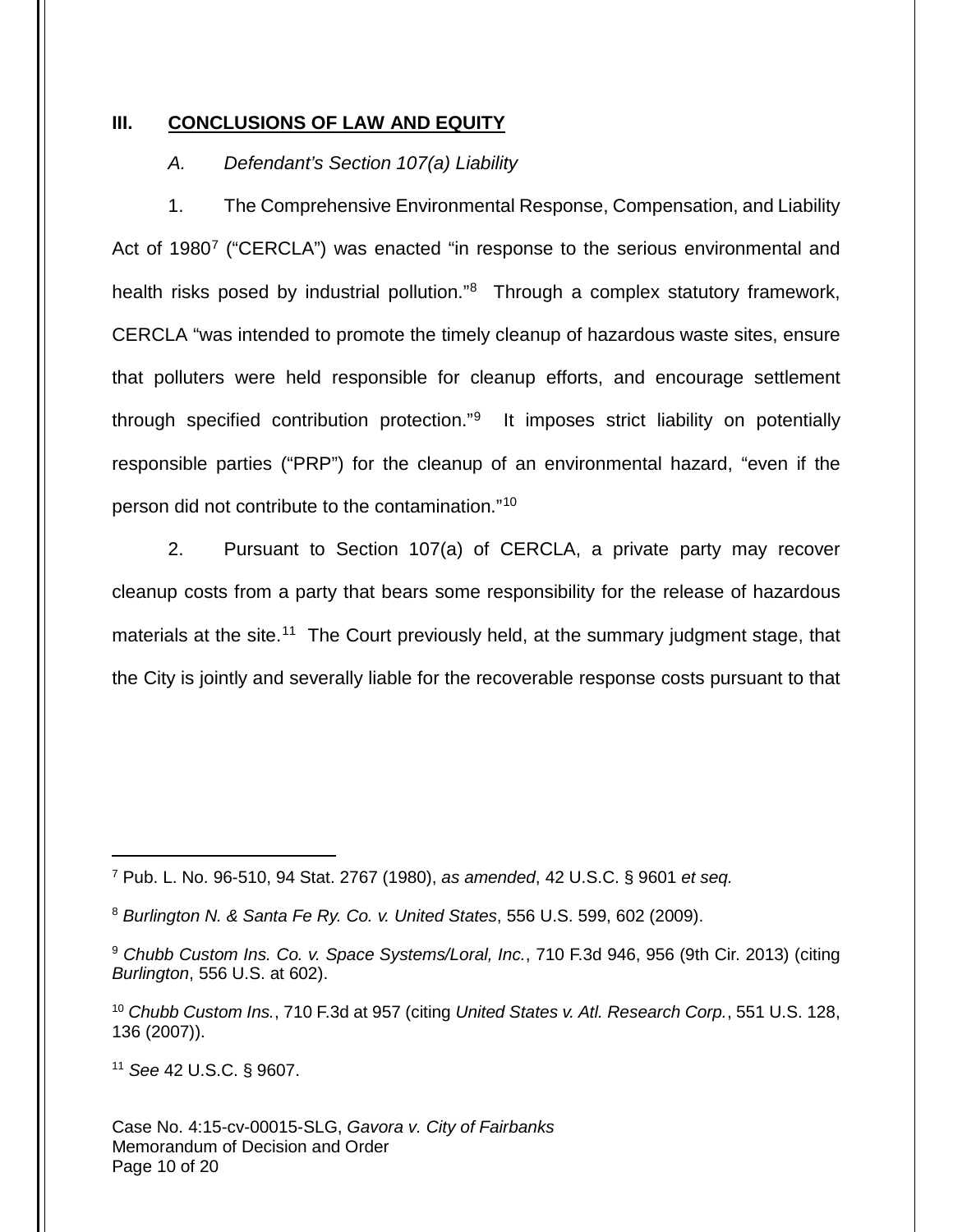## III. CONCLUSIONS OF LAW AND EQUITY

*A. Defendant's Section 107(a) Liability*

1. The Comprehensive Environmental Response, Compensation, and Liability Act of 1980[7] ("CERCLA") was enacted "in response to the serious environmental and health risks posed by industrial pollution."[8] Through a complex statutory framework, CERCLA "was intended to promote the timely cleanup of hazardous waste sites, ensure that polluters were held responsible for cleanup efforts, and encourage settlement through specified contribution protection."[9] It imposes strict liability on potentially responsible parties ("PRP") for the cleanup of an environmental hazard, "even if the person did not contribute to the contamination."[10]

2. Pursuant to Section 107(a) of CERCLA, a private party may recover cleanup costs from a party that bears some responsibility for the release of hazardous materials at the site.[11] The Court previously held, at the summary judgment stage, that the City is jointly and severally liable for the recoverable response costs pursuant to that

---

[7] Pub. L. No. 96-510, 94 Stat. 2767 (1980), *as amended*, 42 U.S.C. § 9601 *et seq.*

[8] *Burlington N. & Santa Fe Ry. Co. v. United States*, 556 U.S. 599, 602 (2009).

[9] *Chubb Custom Ins. Co. v. Space Systems/Loral, Inc.*, 710 F.3d 946, 956 (9th Cir. 2013) (citing *Burlington*, 556 U.S. at 602).

[10] *Chubb Custom Ins.*, 710 F.3d at 957 (citing *United States v. Atl. Research Corp.*, 551 U.S. 128, 136 (2007)).

[11] *See* 42 U.S.C. § 9607.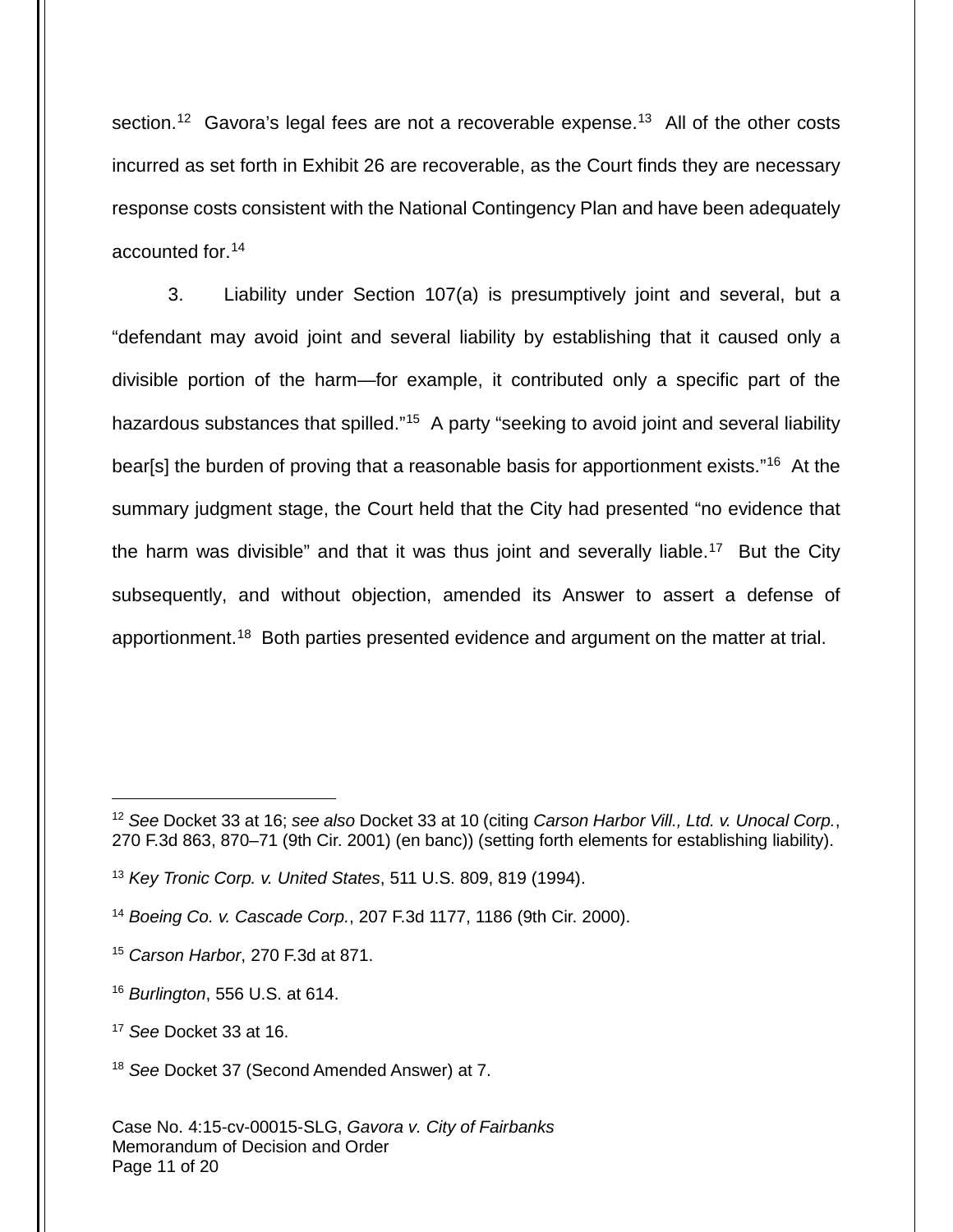section.[12] Gavora's legal fees are not a recoverable expense.[13] All of the other costs incurred as set forth in Exhibit 26 are recoverable, as the Court finds they are necessary response costs consistent with the National Contingency Plan and have been adequately accounted for.[14]

3. Liability under Section 107(a) is presumptively joint and several, but a "defendant may avoid joint and several liability by establishing that it caused only a divisible portion of the harm—for example, it contributed only a specific part of the hazardous substances that spilled."[15] A party "seeking to avoid joint and several liability bear[s] the burden of proving that a reasonable basis for apportionment exists."[16] At the summary judgment stage, the Court held that the City had presented "no evidence that the harm was divisible" and that it was thus joint and severally liable.[17] But the City subsequently, and without objection, amended its Answer to assert a defense of apportionment.[18] Both parties presented evidence and argument on the matter at trial.

---

[12] *See* Docket 33 at 16; *see also* Docket 33 at 10 (citing *Carson Harbor Vill., Ltd. v. Unocal Corp.*, 270 F.3d 863, 870–71 (9th Cir. 2001) (en banc)) (setting forth elements for establishing liability).

[13] *Key Tronic Corp. v. United States*, 511 U.S. 809, 819 (1994).

[14] *Boeing Co. v. Cascade Corp.*, 207 F.3d 1177, 1186 (9th Cir. 2000).

[15] *Carson Harbor*, 270 F.3d at 871.

[16] *Burlington*, 556 U.S. at 614.

[17] *See* Docket 33 at 16.

[18] *See* Docket 37 (Second Amended Answer) at 7.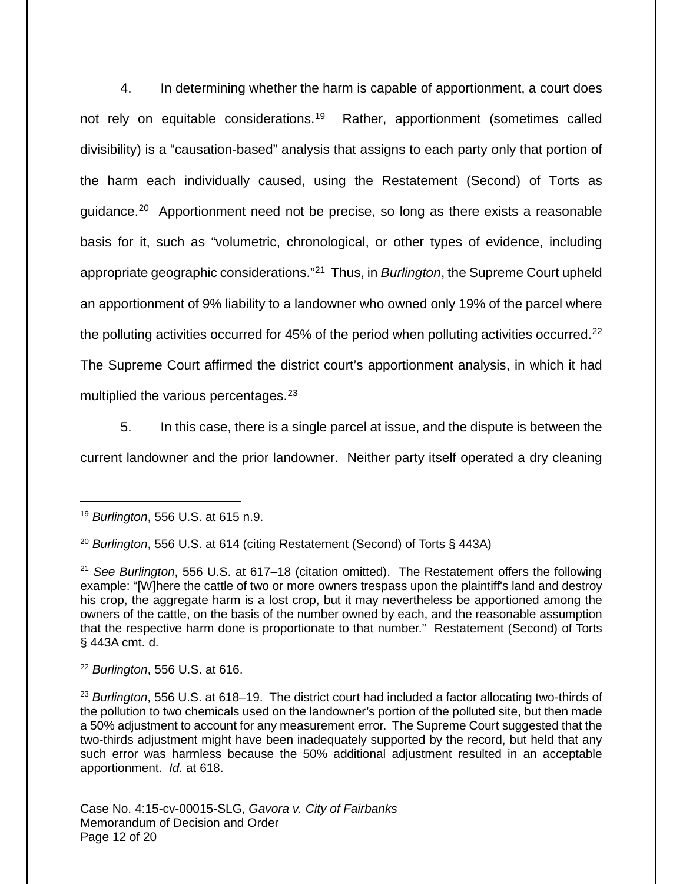4. In determining whether the harm is capable of apportionment, a court does not rely on equitable considerations.[19] Rather, apportionment (sometimes called divisibility) is a "causation-based" analysis that assigns to each party only that portion of the harm each individually caused, using the Restatement (Second) of Torts as guidance.[20] Apportionment need not be precise, so long as there exists a reasonable basis for it, such as "volumetric, chronological, or other types of evidence, including appropriate geographic considerations."[21] Thus, in *Burlington*, the Supreme Court upheld an apportionment of 9% liability to a landowner who owned only 19% of the parcel where the polluting activities occurred for 45% of the period when polluting activities occurred.[22] The Supreme Court affirmed the district court's apportionment analysis, in which it had multiplied the various percentages.[23]

5. In this case, there is a single parcel at issue, and the dispute is between the current landowner and the prior landowner. Neither party itself operated a dry cleaning

---

[19] *Burlington*, 556 U.S. at 615 n.9.

[20] *Burlington*, 556 U.S. at 614 (citing Restatement (Second) of Torts § 443A)

[21] *See Burlington*, 556 U.S. at 617–18 (citation omitted). The Restatement offers the following example: "[W]here the cattle of two or more owners trespass upon the plaintiff's land and destroy his crop, the aggregate harm is a lost crop, but it may nevertheless be apportioned among the owners of the cattle, on the basis of the number owned by each, and the reasonable assumption that the respective harm done is proportionate to that number." Restatement (Second) of Torts § 443A cmt. d.

[22] *Burlington*, 556 U.S. at 616.

[23] *Burlington*, 556 U.S. at 618–19. The district court had included a factor allocating two-thirds of the pollution to two chemicals used on the landowner's portion of the polluted site, but then made a 50% adjustment to account for any measurement error. The Supreme Court suggested that the two-thirds adjustment might have been inadequately supported by the record, but held that any such error was harmless because the 50% additional adjustment resulted in an acceptable apportionment. *Id.* at 618.

Case No. 4:15-cv-00015-SLG, *Gavora v. City of Fairbanks*
Memorandum of Decision and Order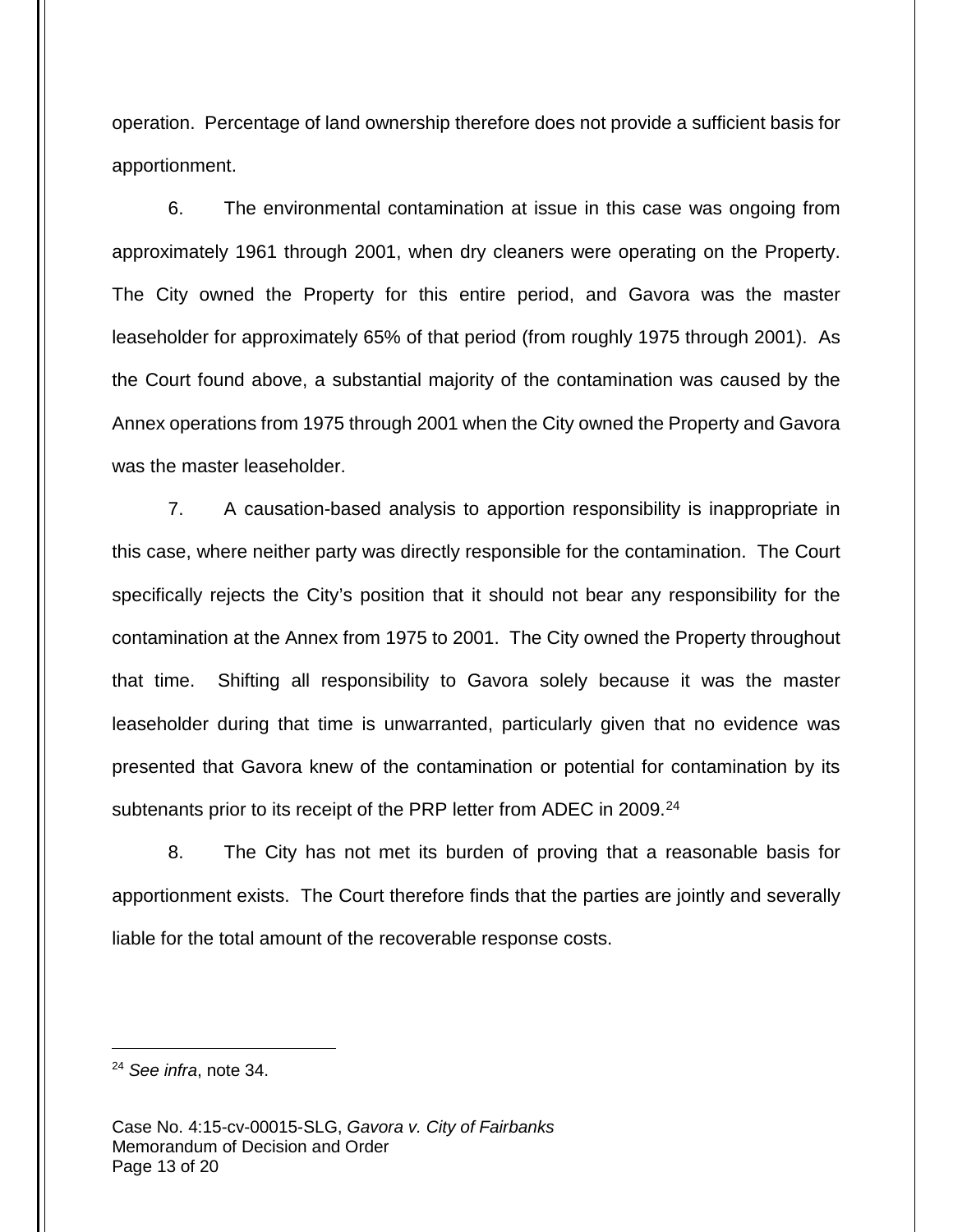operation. Percentage of land ownership therefore does not provide a sufficient basis for apportionment.

6. The environmental contamination at issue in this case was ongoing from approximately 1961 through 2001, when dry cleaners were operating on the Property. The City owned the Property for this entire period, and Gavora was the master leaseholder for approximately 65% of that period (from roughly 1975 through 2001). As the Court found above, a substantial majority of the contamination was caused by the Annex operations from 1975 through 2001 when the City owned the Property and Gavora was the master leaseholder.

7. A causation-based analysis to apportion responsibility is inappropriate in this case, where neither party was directly responsible for the contamination. The Court specifically rejects the City's position that it should not bear any responsibility for the contamination at the Annex from 1975 to 2001. The City owned the Property throughout that time. Shifting all responsibility to Gavora solely because it was the master leaseholder during that time is unwarranted, particularly given that no evidence was presented that Gavora knew of the contamination or potential for contamination by its subtenants prior to its receipt of the PRP letter from ADEC in 2009.[24]

8. The City has not met its burden of proving that a reasonable basis for apportionment exists. The Court therefore finds that the parties are jointly and severally liable for the total amount of the recoverable response costs.

---

[24] *See infra*, note 34.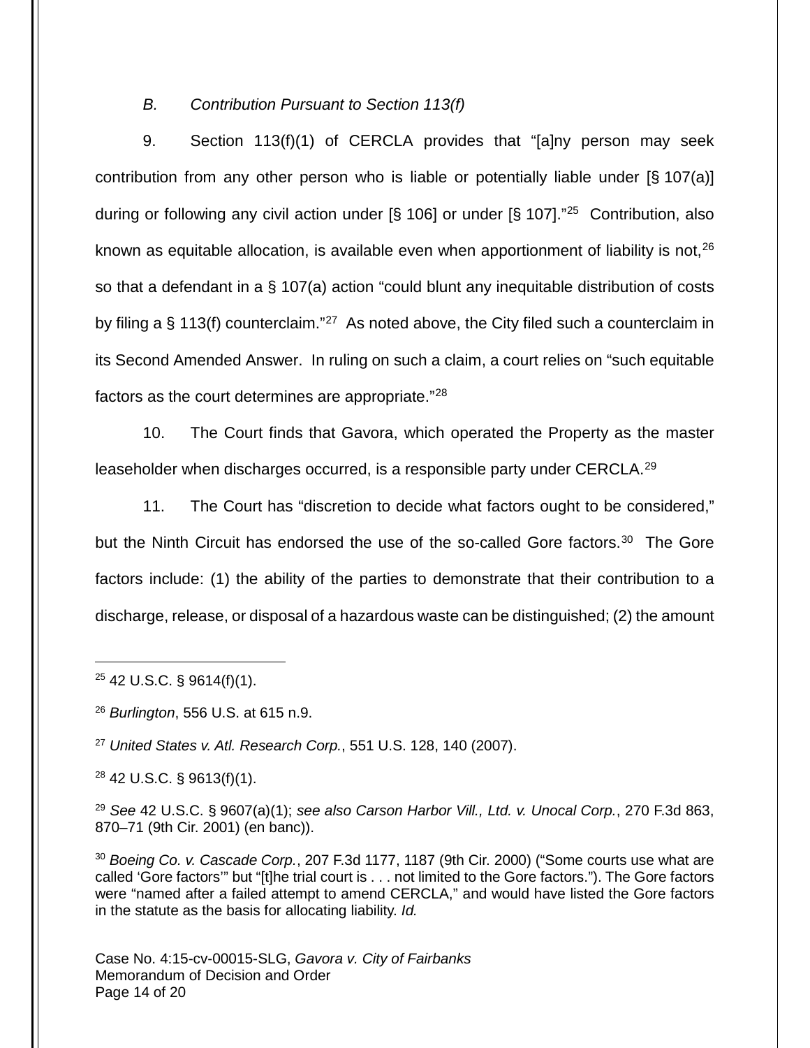*B. Contribution Pursuant to Section 113(f)*

9. Section 113(f)(1) of CERCLA provides that "[a]ny person may seek contribution from any other person who is liable or potentially liable under [§ 107(a)] during or following any civil action under [§ 106] or under [§ 107]."[25] Contribution, also known as equitable allocation, is available even when apportionment of liability is not,[26] so that a defendant in a § 107(a) action "could blunt any inequitable distribution of costs by filing a § 113(f) counterclaim."[27] As noted above, the City filed such a counterclaim in its Second Amended Answer. In ruling on such a claim, a court relies on "such equitable factors as the court determines are appropriate."[28]

10. The Court finds that Gavora, which operated the Property as the master leaseholder when discharges occurred, is a responsible party under CERCLA.[29]

11. The Court has "discretion to decide what factors ought to be considered," but the Ninth Circuit has endorsed the use of the so-called Gore factors.[30] The Gore factors include: (1) the ability of the parties to demonstrate that their contribution to a discharge, release, or disposal of a hazardous waste can be distinguished; (2) the amount

---

[25] 42 U.S.C. § 9614(f)(1).

[26] *Burlington*, 556 U.S. at 615 n.9.

[27] *United States v. Atl. Research Corp.*, 551 U.S. 128, 140 (2007).

[28] 42 U.S.C. § 9613(f)(1).

[29] *See* 42 U.S.C. § 9607(a)(1); *see also Carson Harbor Vill., Ltd. v. Unocal Corp.*, 270 F.3d 863, 870–71 (9th Cir. 2001) (en banc)).

[30] *Boeing Co. v. Cascade Corp.*, 207 F.3d 1177, 1187 (9th Cir. 2000) ("Some courts use what are called 'Gore factors'" but "[t]he trial court is . . . not limited to the Gore factors."). The Gore factors were "named after a failed attempt to amend CERCLA," and would have listed the Gore factors in the statute as the basis for allocating liability. *Id.*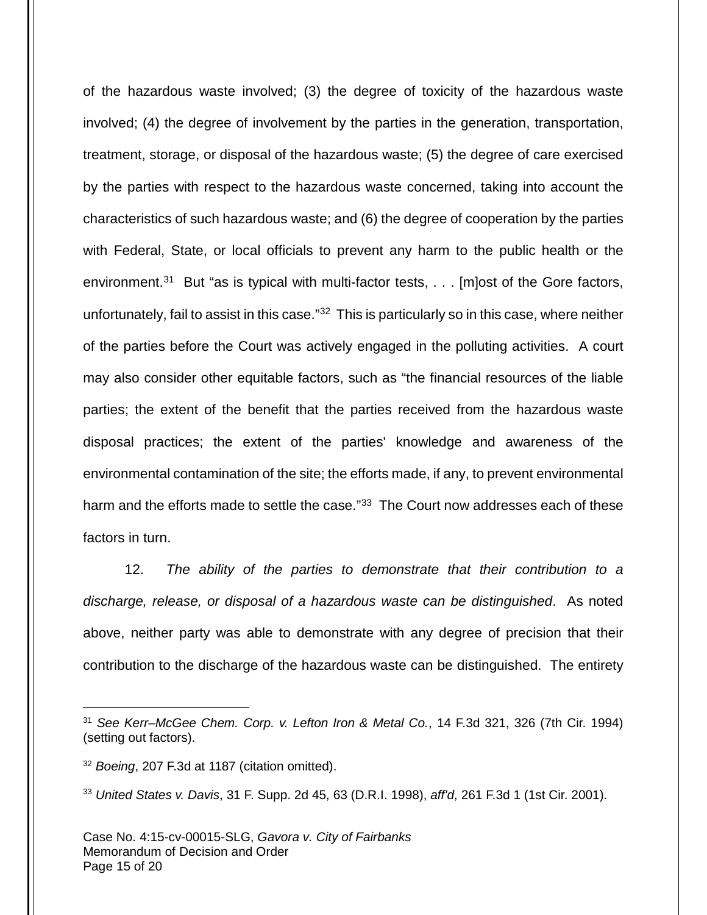of the hazardous waste involved; (3) the degree of toxicity of the hazardous waste involved; (4) the degree of involvement by the parties in the generation, transportation, treatment, storage, or disposal of the hazardous waste; (5) the degree of care exercised by the parties with respect to the hazardous waste concerned, taking into account the characteristics of such hazardous waste; and (6) the degree of cooperation by the parties with Federal, State, or local officials to prevent any harm to the public health or the environment.[31] But "as is typical with multi-factor tests, . . . [m]ost of the Gore factors, unfortunately, fail to assist in this case."[32] This is particularly so in this case, where neither of the parties before the Court was actively engaged in the polluting activities. A court may also consider other equitable factors, such as "the financial resources of the liable parties; the extent of the benefit that the parties received from the hazardous waste disposal practices; the extent of the parties' knowledge and awareness of the environmental contamination of the site; the efforts made, if any, to prevent environmental harm and the efforts made to settle the case."[33] The Court now addresses each of these factors in turn.

12. *The ability of the parties to demonstrate that their contribution to a discharge, release, or disposal of a hazardous waste can be distinguished*. As noted above, neither party was able to demonstrate with any degree of precision that their contribution to the discharge of the hazardous waste can be distinguished. The entirety

---

[31] *See Kerr–McGee Chem. Corp. v. Lefton Iron & Metal Co.*, 14 F.3d 321, 326 (7th Cir. 1994) (setting out factors).

[32] *Boeing*, 207 F.3d at 1187 (citation omitted).

[33] *United States v. Davis*, 31 F. Supp. 2d 45, 63 (D.R.I. 1998), *aff'd*, 261 F.3d 1 (1st Cir. 2001).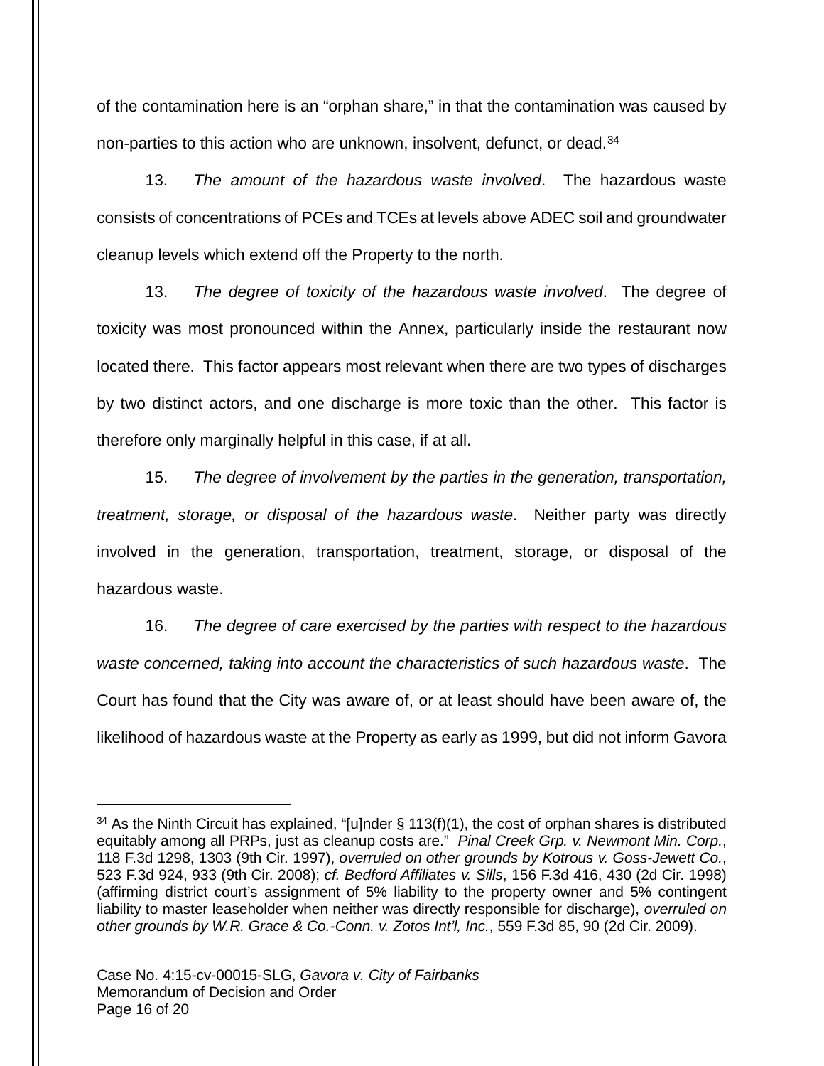of the contamination here is an "orphan share," in that the contamination was caused by non-parties to this action who are unknown, insolvent, defunct, or dead.[34]

13. *The amount of the hazardous waste involved*. The hazardous waste consists of concentrations of PCEs and TCEs at levels above ADEC soil and groundwater cleanup levels which extend off the Property to the north.

13. *The degree of toxicity of the hazardous waste involved*. The degree of toxicity was most pronounced within the Annex, particularly inside the restaurant now located there. This factor appears most relevant when there are two types of discharges by two distinct actors, and one discharge is more toxic than the other. This factor is therefore only marginally helpful in this case, if at all.

15. *The degree of involvement by the parties in the generation, transportation, treatment, storage, or disposal of the hazardous waste*. Neither party was directly involved in the generation, transportation, treatment, storage, or disposal of the hazardous waste.

16. *The degree of care exercised by the parties with respect to the hazardous waste concerned, taking into account the characteristics of such hazardous waste*. The Court has found that the City was aware of, or at least should have been aware of, the likelihood of hazardous waste at the Property as early as 1999, but did not inform Gavora

---

[34] As the Ninth Circuit has explained, "[u]nder § 113(f)(1), the cost of orphan shares is distributed equitably among all PRPs, just as cleanup costs are." *Pinal Creek Grp. v. Newmont Min. Corp.*, 118 F.3d 1298, 1303 (9th Cir. 1997), *overruled on other grounds by Kotrous v. Goss-Jewett Co.*, 523 F.3d 924, 933 (9th Cir. 2008); *cf. Bedford Affiliates v. Sills*, 156 F.3d 416, 430 (2d Cir. 1998) (affirming district court's assignment of 5% liability to the property owner and 5% contingent liability to master leaseholder when neither was directly responsible for discharge), *overruled on other grounds by W.R. Grace & Co.-Conn. v. Zotos Int'l, Inc.*, 559 F.3d 85, 90 (2d Cir. 2009).

Case No. 4:15-cv-00015-SLG, *Gavora v. City of Fairbanks*
Memorandum of Decision and Order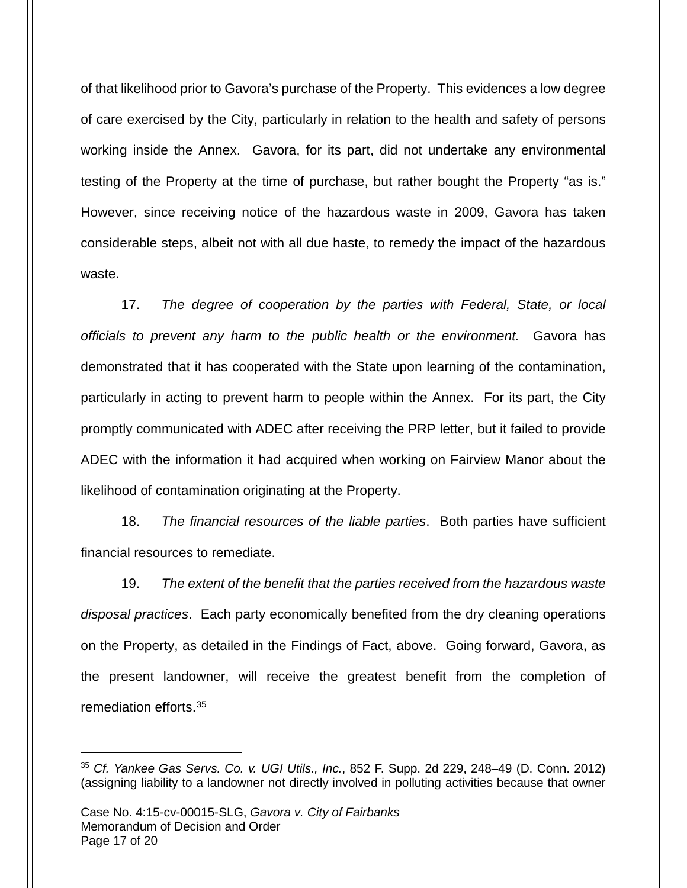of that likelihood prior to Gavora's purchase of the Property. This evidences a low degree of care exercised by the City, particularly in relation to the health and safety of persons working inside the Annex. Gavora, for its part, did not undertake any environmental testing of the Property at the time of purchase, but rather bought the Property "as is." However, since receiving notice of the hazardous waste in 2009, Gavora has taken considerable steps, albeit not with all due haste, to remedy the impact of the hazardous waste.

17. *The degree of cooperation by the parties with Federal, State, or local officials to prevent any harm to the public health or the environment.* Gavora has demonstrated that it has cooperated with the State upon learning of the contamination, particularly in acting to prevent harm to people within the Annex. For its part, the City promptly communicated with ADEC after receiving the PRP letter, but it failed to provide ADEC with the information it had acquired when working on Fairview Manor about the likelihood of contamination originating at the Property.

18. *The financial resources of the liable parties*. Both parties have sufficient financial resources to remediate.

19. *The extent of the benefit that the parties received from the hazardous waste disposal practices*. Each party economically benefited from the dry cleaning operations on the Property, as detailed in the Findings of Fact, above. Going forward, Gavora, as the present landowner, will receive the greatest benefit from the completion of remediation efforts.[35]

---

[35] *Cf. Yankee Gas Servs. Co. v. UGI Utils., Inc.*, 852 F. Supp. 2d 229, 248–49 (D. Conn. 2012) (assigning liability to a landowner not directly involved in polluting activities because that owner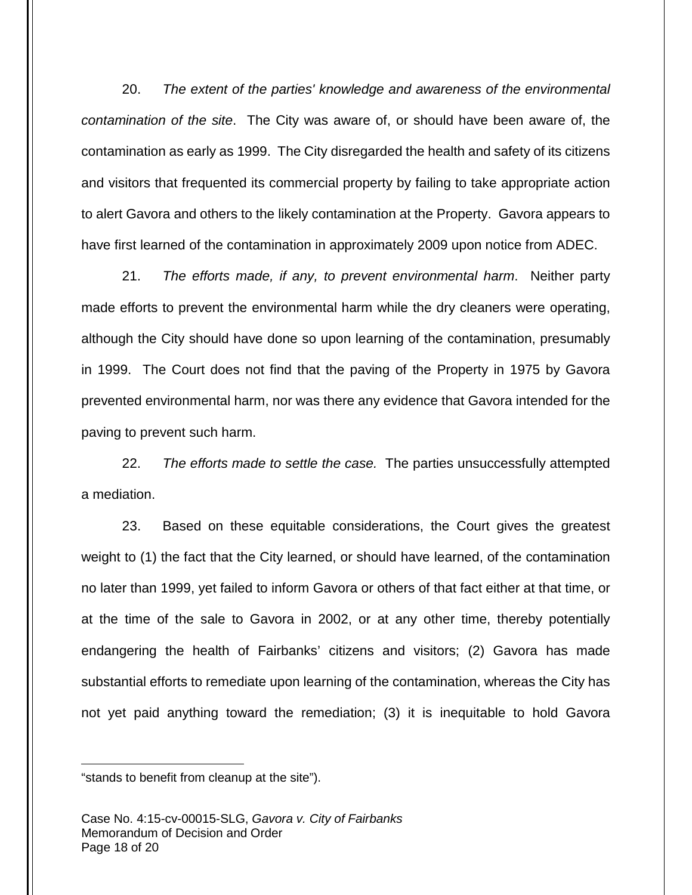20. *The extent of the parties' knowledge and awareness of the environmental contamination of the site*. The City was aware of, or should have been aware of, the contamination as early as 1999. The City disregarded the health and safety of its citizens and visitors that frequented its commercial property by failing to take appropriate action to alert Gavora and others to the likely contamination at the Property. Gavora appears to have first learned of the contamination in approximately 2009 upon notice from ADEC.

21. *The efforts made, if any, to prevent environmental harm*. Neither party made efforts to prevent the environmental harm while the dry cleaners were operating, although the City should have done so upon learning of the contamination, presumably in 1999. The Court does not find that the paving of the Property in 1975 by Gavora prevented environmental harm, nor was there any evidence that Gavora intended for the paving to prevent such harm.

22. *The efforts made to settle the case.* The parties unsuccessfully attempted a mediation.

23. Based on these equitable considerations, the Court gives the greatest weight to (1) the fact that the City learned, or should have learned, of the contamination no later than 1999, yet failed to inform Gavora or others of that fact either at that time, or at the time of the sale to Gavora in 2002, or at any other time, thereby potentially endangering the health of Fairbanks' citizens and visitors; (2) Gavora has made substantial efforts to remediate upon learning of the contamination, whereas the City has not yet paid anything toward the remediation; (3) it is inequitable to hold Gavora

---

"stands to benefit from cleanup at the site").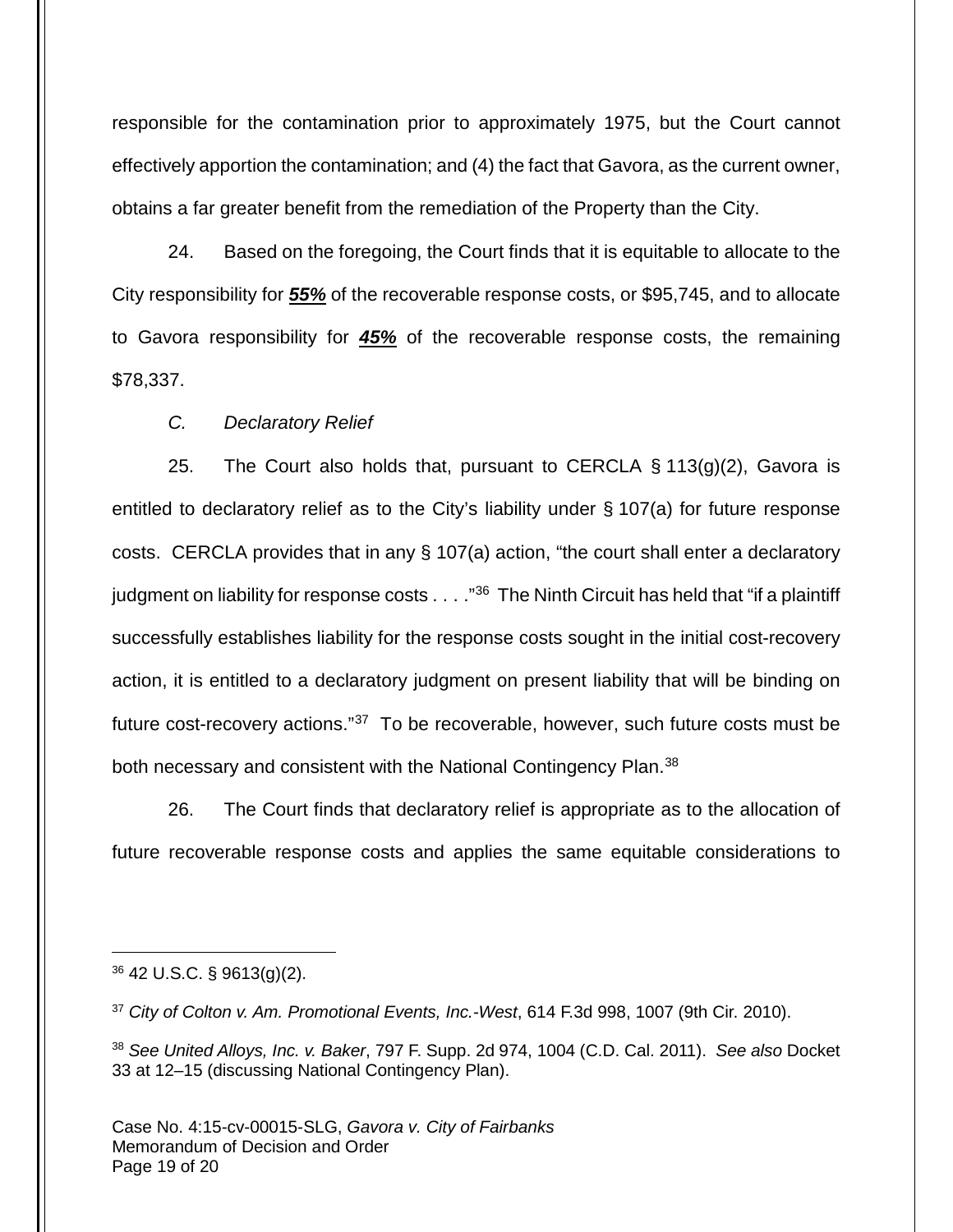responsible for the contamination prior to approximately 1975, but the Court cannot effectively apportion the contamination; and (4) the fact that Gavora, as the current owner, obtains a far greater benefit from the remediation of the Property than the City.

24. Based on the foregoing, the Court finds that it is equitable to allocate to the City responsibility for ***55%*** of the recoverable response costs, or $95,745, and to allocate to Gavora responsibility for ***45%*** of the recoverable response costs, the remaining $78,337.

*C. Declaratory Relief*

25. The Court also holds that, pursuant to CERCLA § 113(g)(2), Gavora is entitled to declaratory relief as to the City's liability under § 107(a) for future response costs. CERCLA provides that in any § 107(a) action, "the court shall enter a declaratory judgment on liability for response costs . . . ."[36] The Ninth Circuit has held that "if a plaintiff successfully establishes liability for the response costs sought in the initial cost-recovery action, it is entitled to a declaratory judgment on present liability that will be binding on future cost-recovery actions."[37] To be recoverable, however, such future costs must be both necessary and consistent with the National Contingency Plan.[38]

26. The Court finds that declaratory relief is appropriate as to the allocation of future recoverable response costs and applies the same equitable considerations to

---

[36] 42 U.S.C. § 9613(g)(2).

[37] *City of Colton v. Am. Promotional Events, Inc.-West*, 614 F.3d 998, 1007 (9th Cir. 2010).

[38] *See United Alloys, Inc. v. Baker*, 797 F. Supp. 2d 974, 1004 (C.D. Cal. 2011). *See also* Docket 33 at 12–15 (discussing National Contingency Plan).

Case No. 4:15-cv-00015-SLG, *Gavora v. City of Fairbanks*
Memorandum of Decision and Order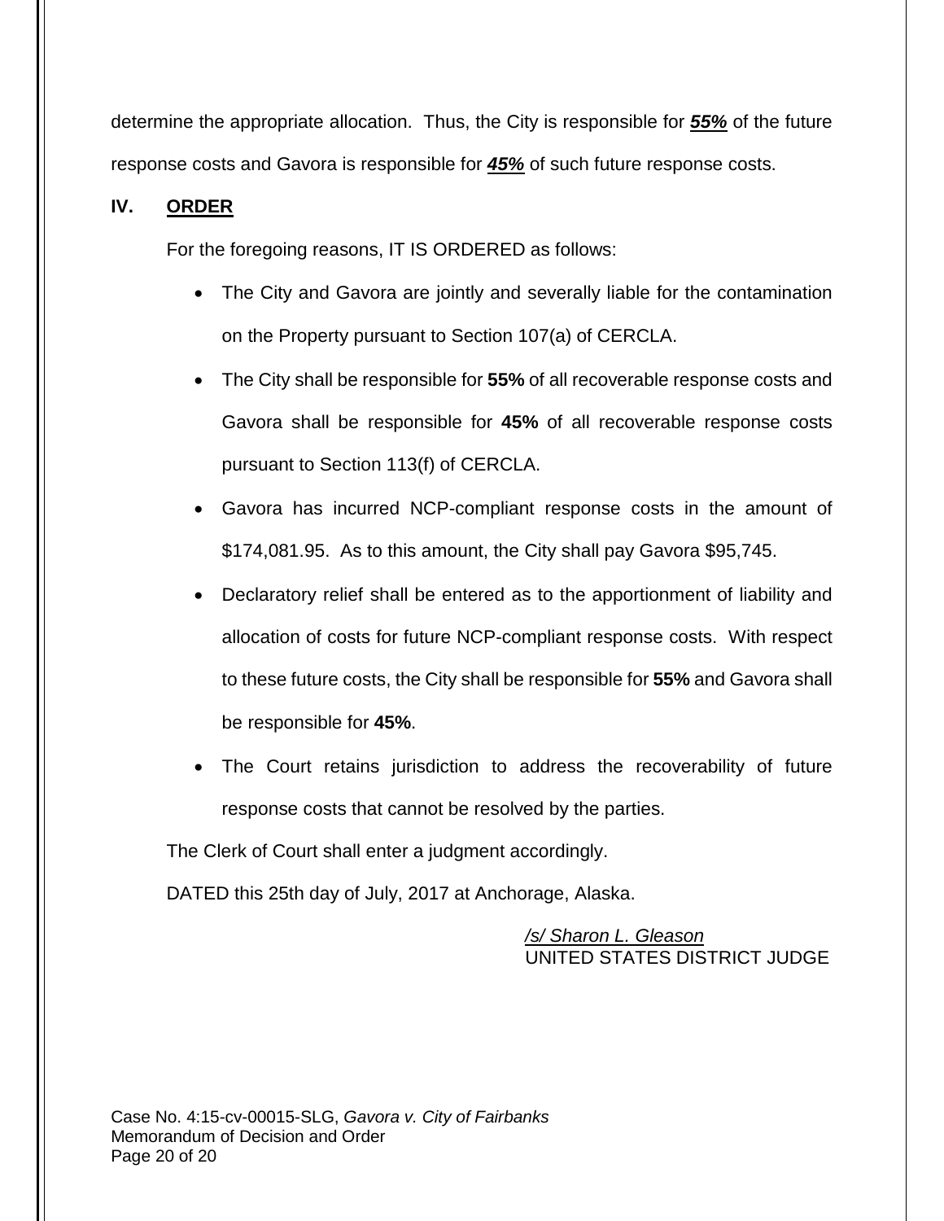determine the appropriate allocation. Thus, the City is responsible for ***55%*** of the future response costs and Gavora is responsible for ***45%*** of such future response costs.

## IV. ORDER

For the foregoing reasons, IT IS ORDERED as follows:

- The City and Gavora are jointly and severally liable for the contamination on the Property pursuant to Section 107(a) of CERCLA.
- The City shall be responsible for **55%** of all recoverable response costs and Gavora shall be responsible for **45%** of all recoverable response costs pursuant to Section 113(f) of CERCLA.
- Gavora has incurred NCP-compliant response costs in the amount of $174,081.95. As to this amount, the City shall pay Gavora $95,745.
- Declaratory relief shall be entered as to the apportionment of liability and allocation of costs for future NCP-compliant response costs. With respect to these future costs, the City shall be responsible for **55%** and Gavora shall be responsible for **45%**.
- The Court retains jurisdiction to address the recoverability of future response costs that cannot be resolved by the parties.

The Clerk of Court shall enter a judgment accordingly.

DATED this 25th day of July, 2017 at Anchorage, Alaska.

*/s/ Sharon L. Gleason*
UNITED STATES DISTRICT JUDGE